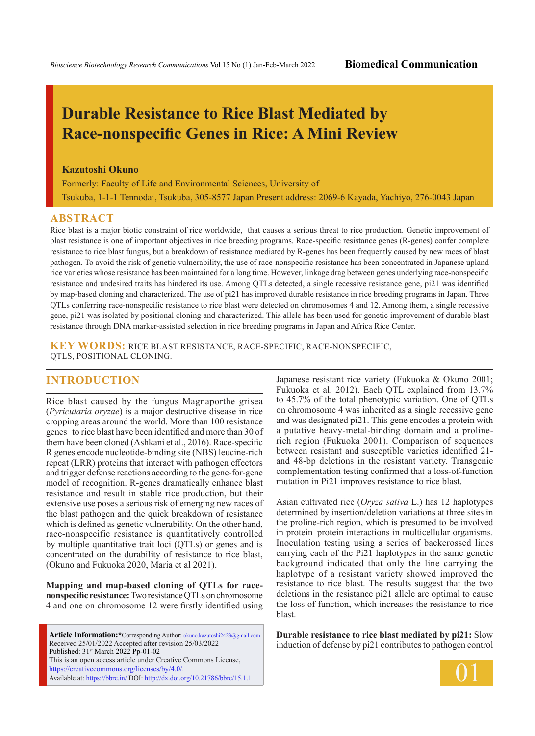# Durable Resistance to Rice Blast Mediated by Race-nonspecific Genes in Rice: A Mini Review

**Kazutoshi Okuno**

Formerly: Faculty of Life and Environmental Sciences, University of Tsukuba, 1-1-1 Tennodai, Tsukuba, 305-8577 Japan Present address: 2069-6 Kayada, Yachiyo, 276-0043 Japan

## ABSTRACT

Rice blast is a major biotic constraint of rice worldwide, that causes a serious threat to rice production. Genetic improvement of blast resistance is one of important objectives in rice breeding programs. Race-specific resistance genes (R-genes) confer complete resistance to rice blast fungus, but a breakdown of resistance mediated by R-genes has been frequently caused by new races of blast pathogen. To avoid the risk of genetic vulnerability, the use of race-nonspecific resistance has been concentrated in Japanese upland rice varieties whose resistance has been maintained for a long time. However, linkage drag between genes underlying race-nonspecific resistance and undesired traits has hindered its use. Among QTLs detected, a single recessive resistance gene, pi21 was identified by map-based cloning and characterized. The use of pi21 has improved durable resistance in rice breeding programs in Japan. Three QTLs conferring race-nonspecific resistance to rice blast were detected on chromosomes 4 and 12. Among them, a single recessive gene, pi21 was isolated by positional cloning and characterized. This allele has been used for genetic improvement of durable blast resistance through DNA marker-assisted selection in rice breeding programs in Japan and Africa Rice Center.

**KEY WORDS:** RICE BLAST RESISTANCE, RACE-SPECIFIC, RACE-NONSPECIFIC, QTLS, POSITIONAL CLONING.

## INTRODUCTION

Rice blast caused by the fungus Magnaporthe grisea (*Pyricularia oryzae*) is a major destructive disease in rice cropping areas around the world. More than 100 resistance genes to rice blast have been identified and more than 30 of them have been cloned (Ashkani et al., 2016). Race-specific R genes encode nucleotide-binding site (NBS) leucine-rich repeat (LRR) proteins that interact with pathogen effectors and trigger defense reactions according to the gene-for-gene model of recognition. R-genes dramatically enhance blast resistance and result in stable rice production, but their extensive use poses a serious risk of emerging new races of the blast pathogen and the quick breakdown of resistance which is defined as genetic vulnerability. On the other hand, race-nonspecific resistance is quantitatively controlled by multiple quantitative trait loci (QTLs) or genes and is concentrated on the durability of resistance to rice blast, (Okuno and Fukuoka 2020, Maria et al 2021).

**Mapping and map-based cloning of QTLs for race-nonspecific resistance:** Two resistance QTLs on chromosome 4 and one on chromosome 12 were firstly identified using Japanese resistant rice variety (Fukuoka & Okuno 2001; Fukuoka et al. 2012). Each QTL explained from 13.7% to 45.7% of the total phenotypic variation. One of QTLs on chromosome 4 was inherited as a single recessive gene and was designated pi21. This gene encodes a protein with a putative heavy-metal-binding domain and a proline-rich region (Fukuoka 2001). Comparison of sequences between resistant and susceptible varieties identified 21- and 48-bp deletions in the resistant variety. Transgenic complementation testing confirmed that a loss-of-function mutation in Pi21 improves resistance to rice blast.

Asian cultivated rice (*Oryza sativa* L.) has 12 haplotypes determined by insertion/deletion variations at three sites in the proline-rich region, which is presumed to be involved in protein–protein interactions in multicellular organisms. Inoculation testing using a series of backcrossed lines carrying each of the Pi21 haplotypes in the same genetic background indicated that only the line carrying the haplotype of a resistant variety showed improved the resistance to rice blast. The results suggest that the two deletions in the resistance pi21 allele are optimal to cause the loss of function, which increases the resistance to rice blast.

**Durable resistance to rice blast mediated by pi21:** Slow induction of defense by pi21 contributes to pathogen control

**Article Information:** *Corresponding Author: okuno.kazutoshi2423@gmail.com
Received 25/01/2022 Accepted after revision 25/03/2022
Published: 31st March 2022 Pp-01-02
This is an open access article under Creative Commons License, https://creativecommons.org/licenses/by/4.0/.
Available at: https://bbrc.in/ DOI: http://dx.doi.org/10.21786/bbrc/15.1.1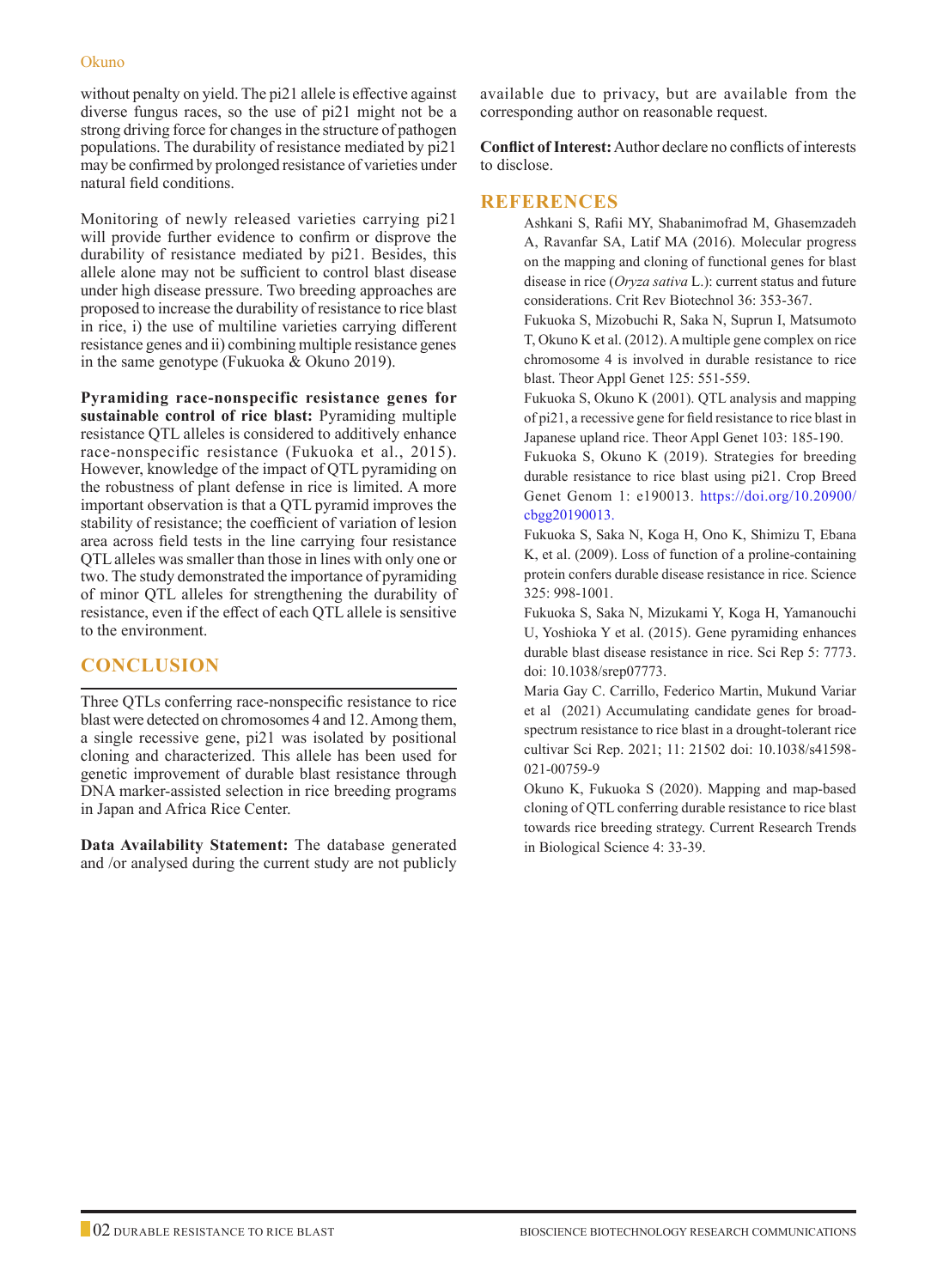without penalty on yield. The pi21 allele is effective against diverse fungus races, so the use of pi21 might not be a strong driving force for changes in the structure of pathogen populations. The durability of resistance mediated by pi21 may be confirmed by prolonged resistance of varieties under natural field conditions.

Monitoring of newly released varieties carrying pi21 will provide further evidence to confirm or disprove the durability of resistance mediated by pi21. Besides, this allele alone may not be sufficient to control blast disease under high disease pressure. Two breeding approaches are proposed to increase the durability of resistance to rice blast in rice, i) the use of multiline varieties carrying different resistance genes and ii) combining multiple resistance genes in the same genotype (Fukuoka & Okuno 2019).

**Pyramiding race-nonspecific resistance genes for sustainable control of rice blast:** Pyramiding multiple resistance QTL alleles is considered to additively enhance race-nonspecific resistance (Fukuoka et al., 2015). However, knowledge of the impact of QTL pyramiding on the robustness of plant defense in rice is limited. A more important observation is that a QTL pyramid improves the stability of resistance; the coefficient of variation of lesion area across field tests in the line carrying four resistance QTL alleles was smaller than those in lines with only one or two. The study demonstrated the importance of pyramiding of minor QTL alleles for strengthening the durability of resistance, even if the effect of each QTL allele is sensitive to the environment.

## CONCLUSION

Three QTLs conferring race-nonspecific resistance to rice blast were detected on chromosomes 4 and 12. Among them, a single recessive gene, pi21 was isolated by positional cloning and characterized. This allele has been used for genetic improvement of durable blast resistance through DNA marker-assisted selection in rice breeding programs in Japan and Africa Rice Center.

**Data Availability Statement:** The database generated and /or analysed during the current study are not publicly available due to privacy, but are available from the corresponding author on reasonable request.

**Conflict of Interest:** Author declare no conflicts of interests to disclose.

## REFERENCES

Ashkani S, Rafii MY, Shabanimofrad M, Ghasemzadeh A, Ravanfar SA, Latif MA (2016). Molecular progress on the mapping and cloning of functional genes for blast disease in rice (*Oryza sativa* L.): current status and future considerations. Crit Rev Biotechnol 36: 353-367.

Fukuoka S, Mizobuchi R, Saka N, Suprun I, Matsumoto T, Okuno K et al. (2012). A multiple gene complex on rice chromosome 4 is involved in durable resistance to rice blast. Theor Appl Genet 125: 551-559.

Fukuoka S, Okuno K (2001). QTL analysis and mapping of pi21, a recessive gene for field resistance to rice blast in Japanese upland rice. Theor Appl Genet 103: 185-190.

Fukuoka S, Okuno K (2019). Strategies for breeding durable resistance to rice blast using pi21. Crop Breed Genet Genom 1: e190013. https://doi.org/10.20900/cbgg20190013.

Fukuoka S, Saka N, Koga H, Ono K, Shimizu T, Ebana K, et al. (2009). Loss of function of a proline-containing protein confers durable disease resistance in rice. Science 325: 998-1001.

Fukuoka S, Saka N, Mizukami Y, Koga H, Yamanouchi U, Yoshioka Y et al. (2015). Gene pyramiding enhances durable blast disease resistance in rice. Sci Rep 5: 7773. doi: 10.1038/srep07773.

Maria Gay C. Carrillo, Federico Martin, Mukund Variar et al (2021) Accumulating candidate genes for broad-spectrum resistance to rice blast in a drought-tolerant rice cultivar Sci Rep. 2021; 11: 21502 doi: 10.1038/s41598-021-00759-9

Okuno K, Fukuoka S (2020). Mapping and map-based cloning of QTL conferring durable resistance to rice blast towards rice breeding strategy. Current Research Trends in Biological Science 4: 33-39.